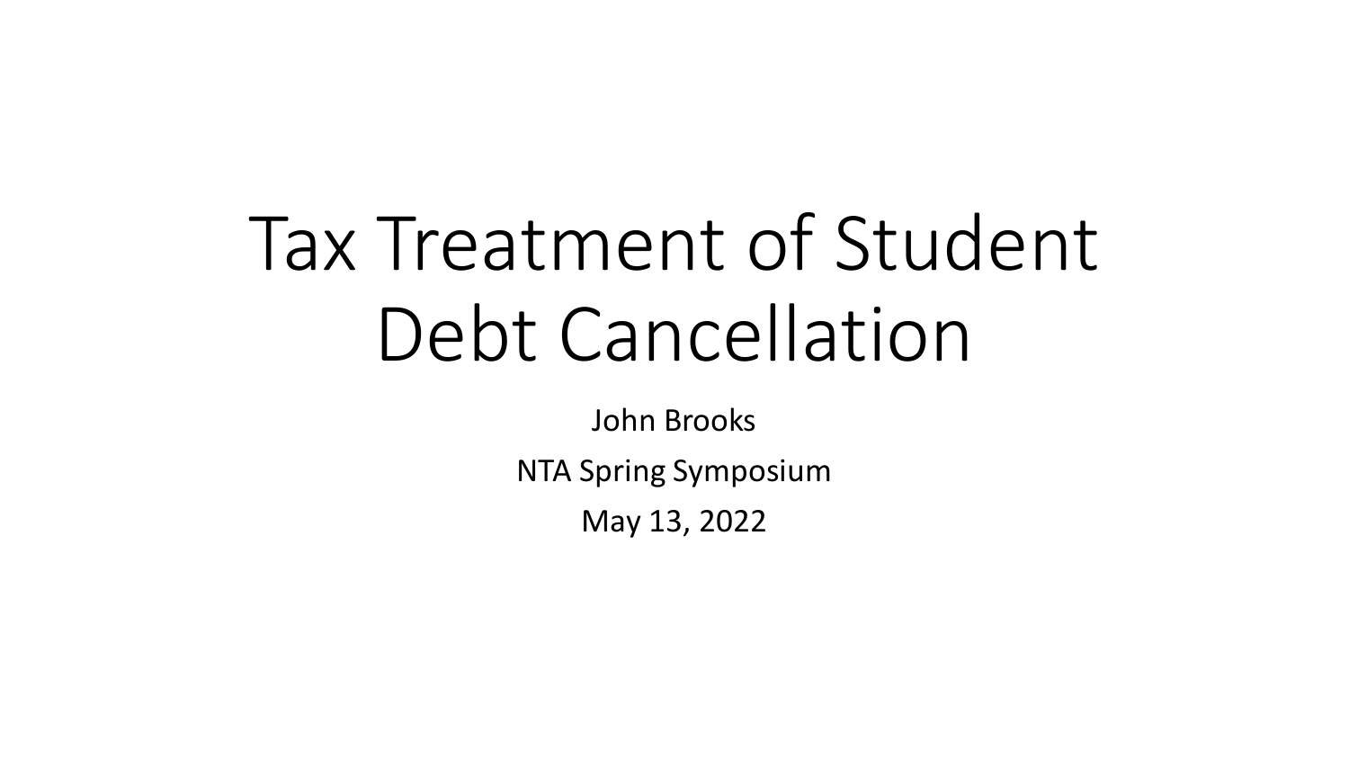# Tax Treatment of Student Debt Cancellation

John Brooks

NTA Spring Symposium

May 13, 2022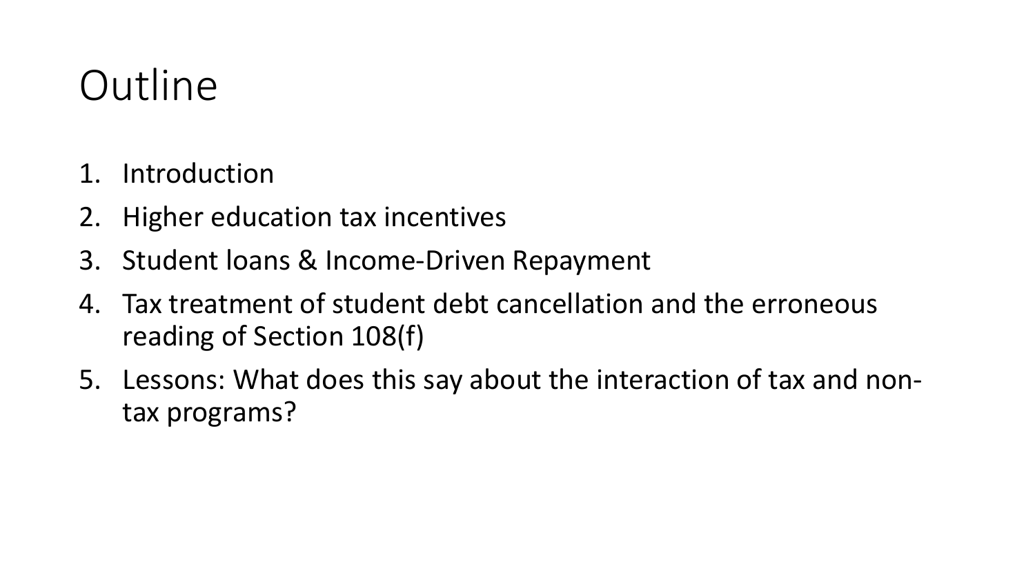# Outline

1. Introduction
2. Higher education tax incentives
3. Student loans & Income-Driven Repayment
4. Tax treatment of student debt cancellation and the erroneous reading of Section 108(f)
5. Lessons: What does this say about the interaction of tax and non-tax programs?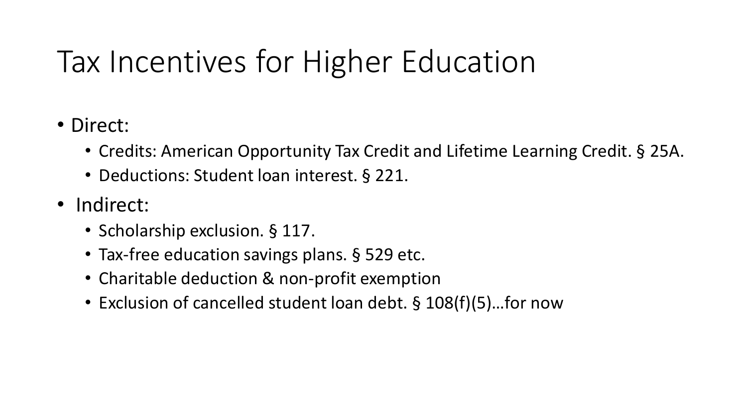# Tax Incentives for Higher Education

- Direct:
  - Credits: American Opportunity Tax Credit and Lifetime Learning Credit. § 25A.
  - Deductions: Student loan interest. § 221.
- Indirect:
  - Scholarship exclusion. § 117.
  - Tax-free education savings plans. § 529 etc.
  - Charitable deduction & non-profit exemption
  - Exclusion of cancelled student loan debt. § 108(f)(5)…for now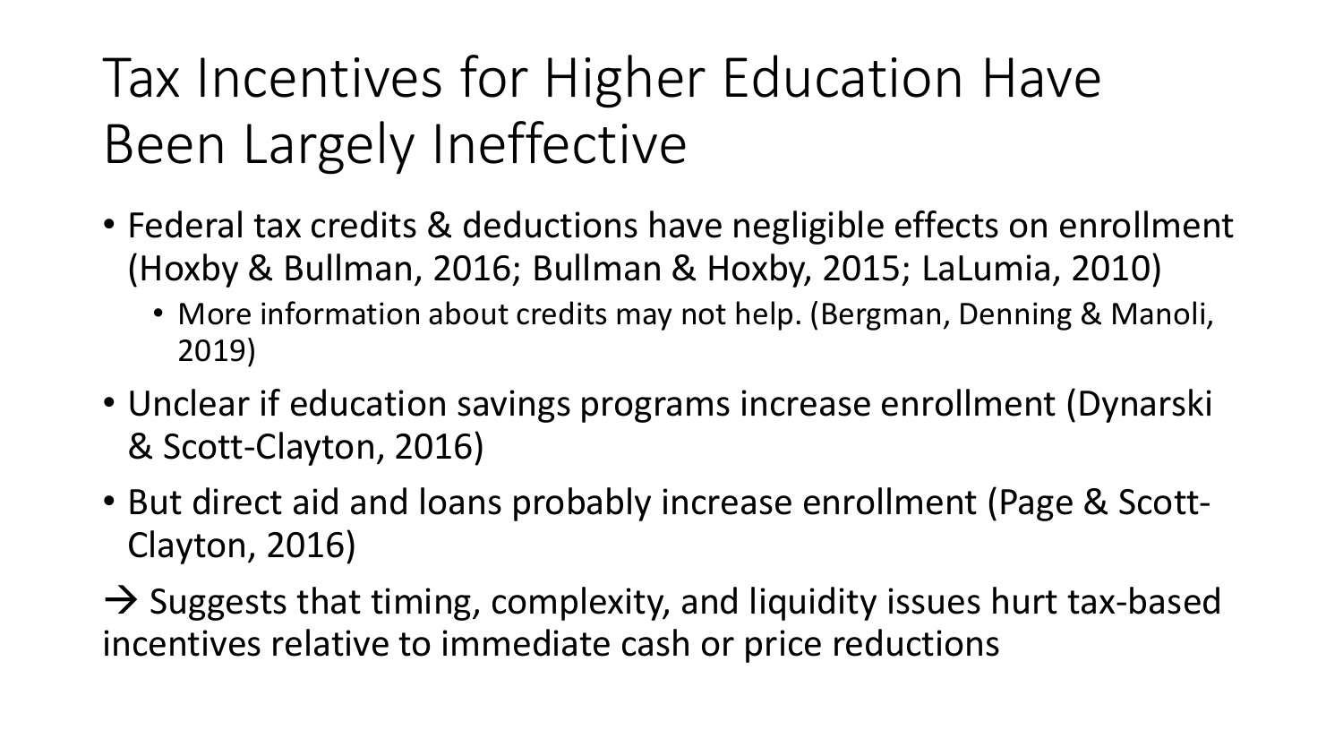# Tax Incentives for Higher Education Have Been Largely Ineffective

- Federal tax credits & deductions have negligible effects on enrollment (Hoxby & Bullman, 2016; Bullman & Hoxby, 2015; LaLumia, 2010)
  - More information about credits may not help. (Bergman, Denning & Manoli, 2019)
- Unclear if education savings programs increase enrollment (Dynarski & Scott-Clayton, 2016)
- But direct aid and loans probably increase enrollment (Page & Scott-Clayton, 2016)

→ Suggests that timing, complexity, and liquidity issues hurt tax-based incentives relative to immediate cash or price reductions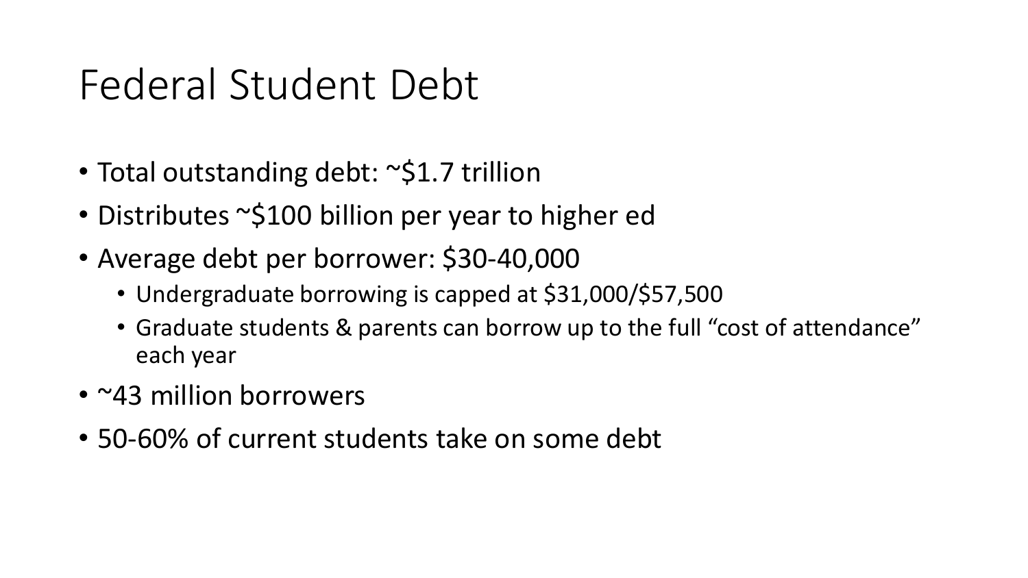# Federal Student Debt

- Total outstanding debt: ~$1.7 trillion
- Distributes ~$100 billion per year to higher ed
- Average debt per borrower: $30-40,000
  - Undergraduate borrowing is capped at $31,000/$57,500
  - Graduate students & parents can borrow up to the full "cost of attendance" each year
- ~43 million borrowers
- 50-60% of current students take on some debt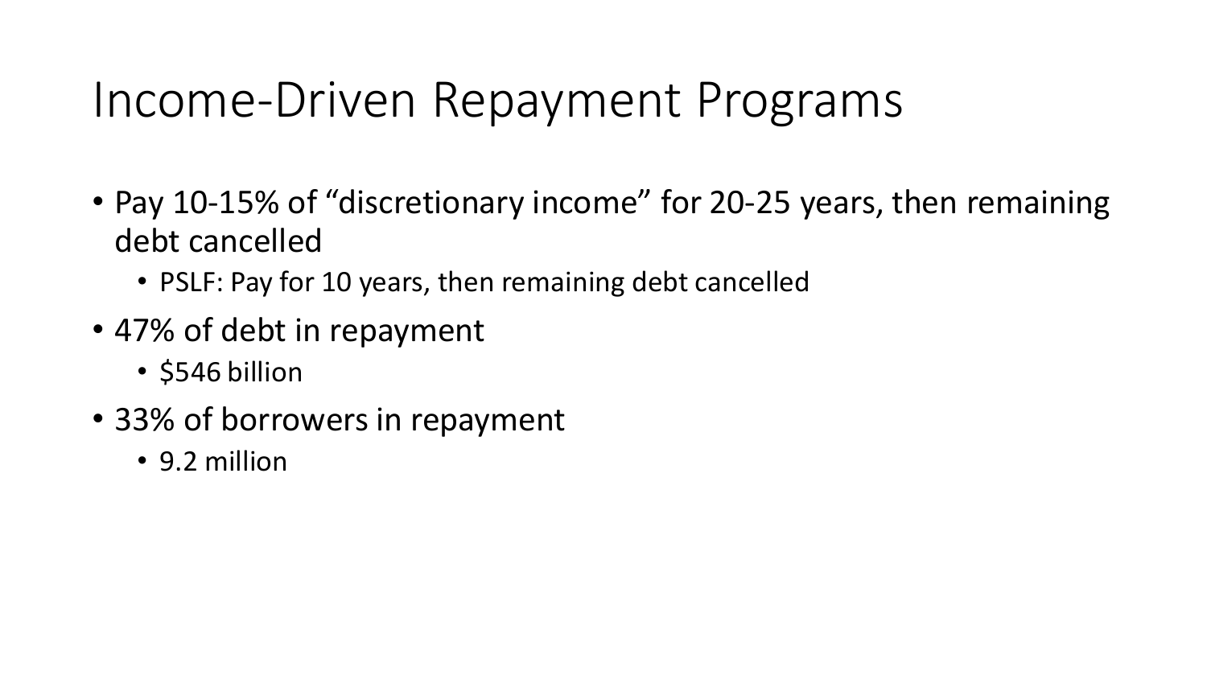# Income-Driven Repayment Programs

- Pay 10-15% of “discretionary income” for 20-25 years, then remaining debt cancelled
  - PSLF: Pay for 10 years, then remaining debt cancelled
- 47% of debt in repayment
  - $546 billion
- 33% of borrowers in repayment
  - 9.2 million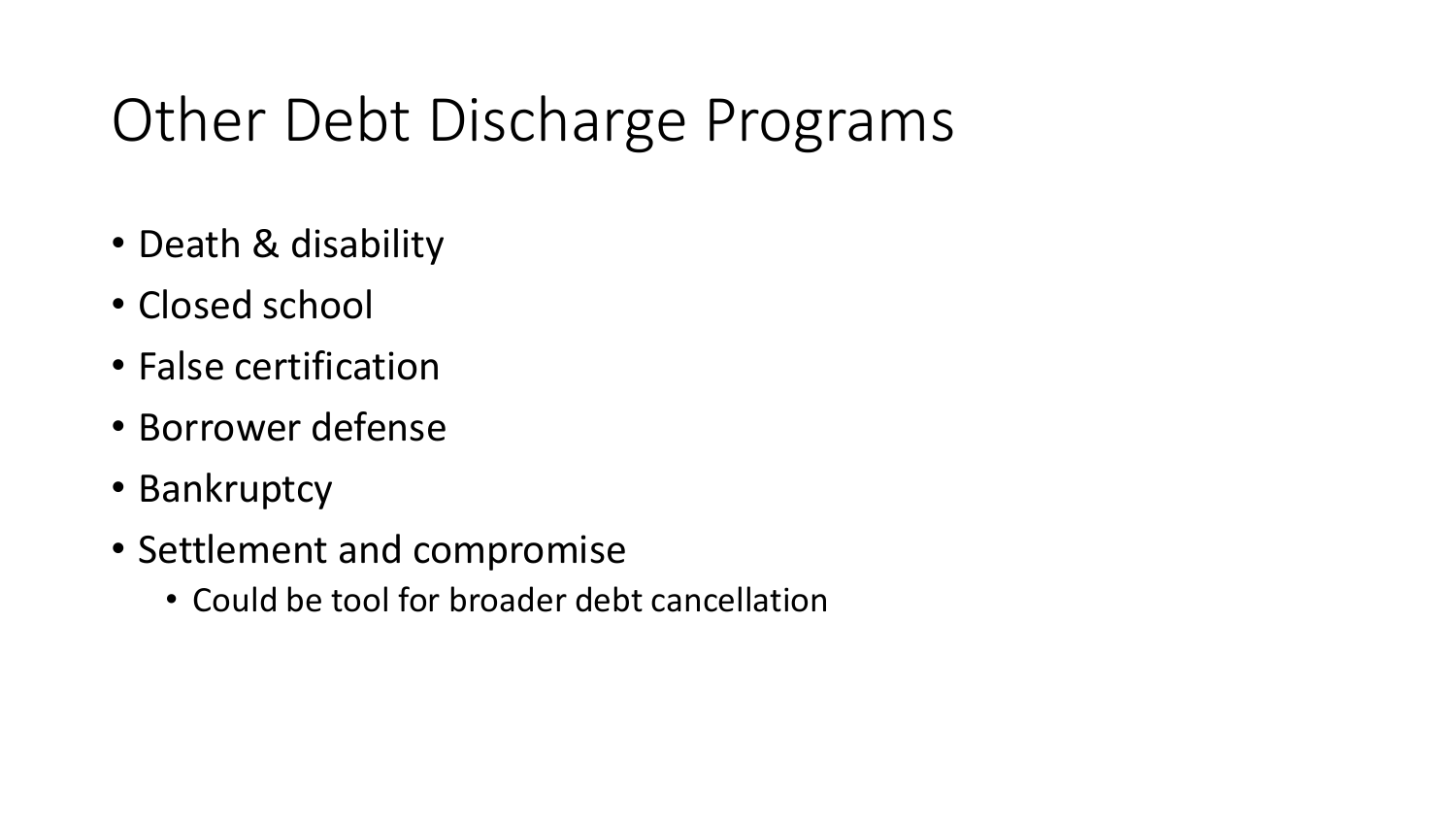# Other Debt Discharge Programs

- Death & disability
- Closed school
- False certification
- Borrower defense
- Bankruptcy
- Settlement and compromise
  - Could be tool for broader debt cancellation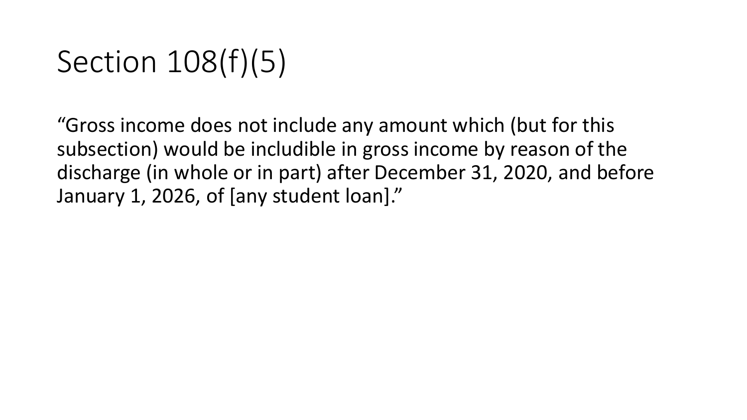# Section 108(f)(5)

“Gross income does not include any amount which (but for this subsection) would be includible in gross income by reason of the discharge (in whole or in part) after December 31, 2020, and before January 1, 2026, of [any student loan].”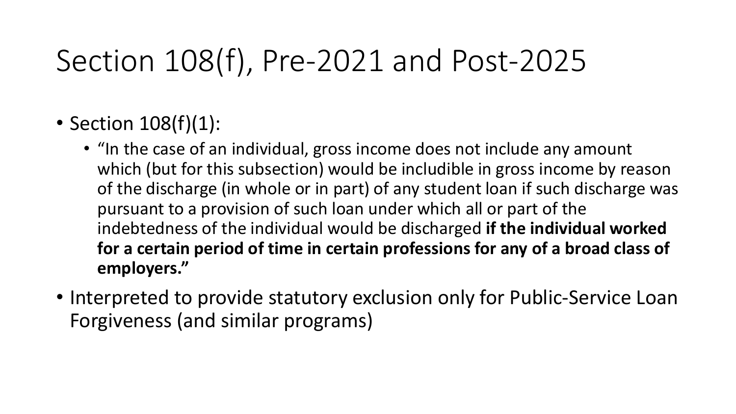# Section 108(f), Pre-2021 and Post-2025

- Section 108(f)(1):
  - "In the case of an individual, gross income does not include any amount which (but for this subsection) would be includible in gross income by reason of the discharge (in whole or in part) of any student loan if such discharge was pursuant to a provision of such loan under which all or part of the indebtedness of the individual would be discharged **if the individual worked for a certain period of time in certain professions for any of a broad class of employers."**
- Interpreted to provide statutory exclusion only for Public-Service Loan Forgiveness (and similar programs)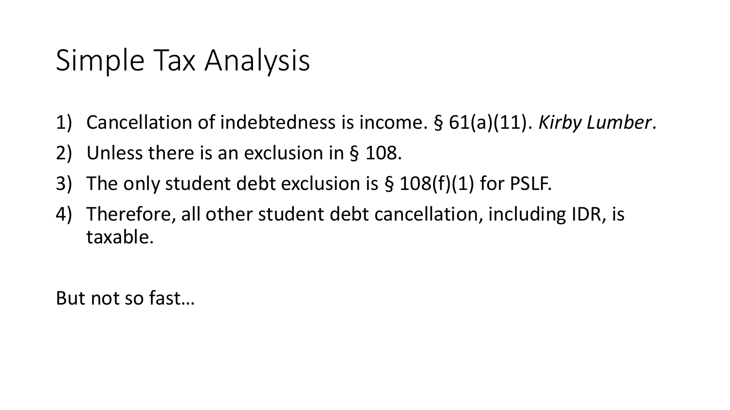# Simple Tax Analysis

1) Cancellation of indebtedness is income. § 61(a)(11). *Kirby Lumber*.
2) Unless there is an exclusion in § 108.
3) The only student debt exclusion is § 108(f)(1) for PSLF.
4) Therefore, all other student debt cancellation, including IDR, is taxable.

But not so fast…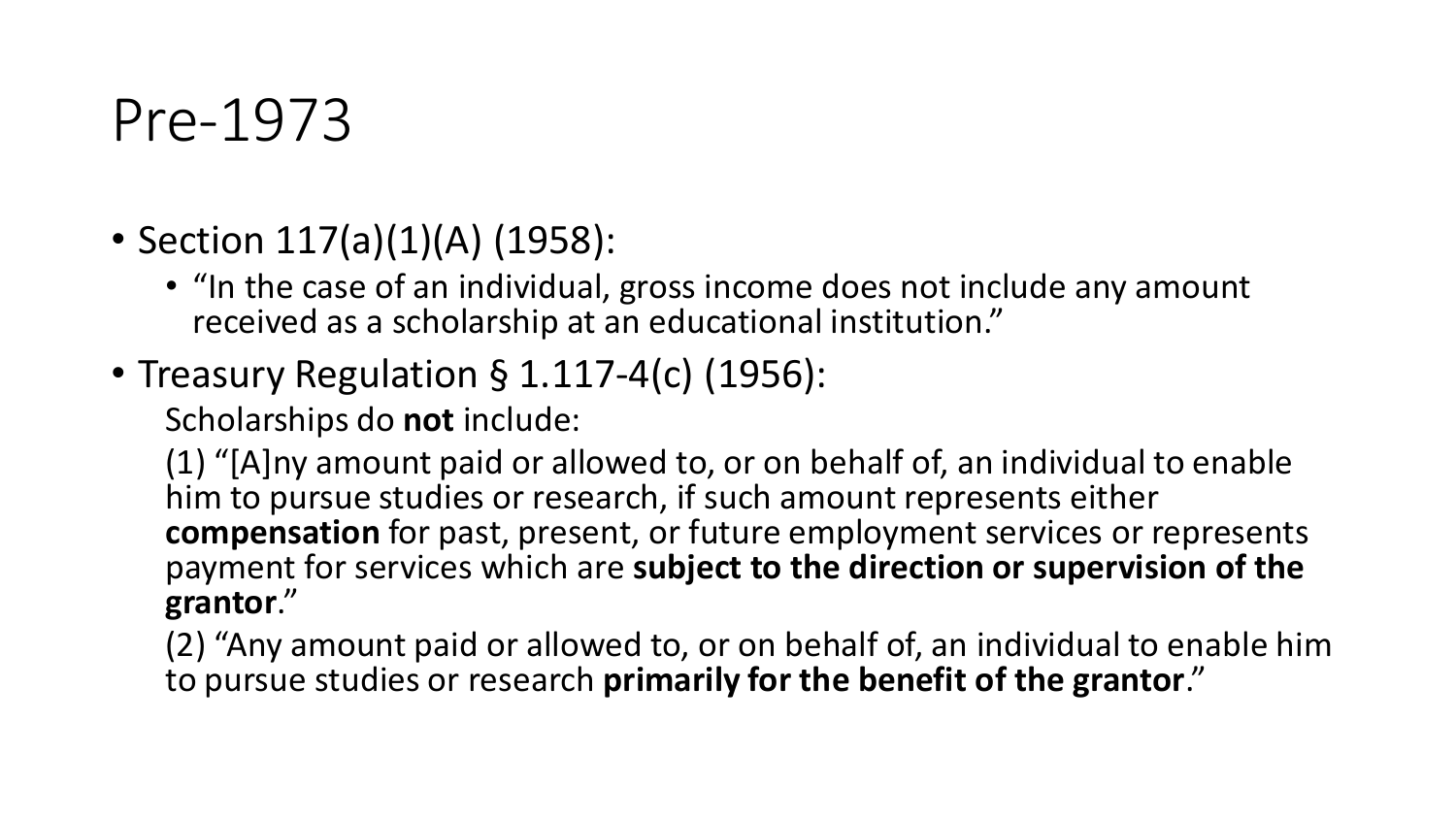# Pre-1973

- Section 117(a)(1)(A) (1958):
  - "In the case of an individual, gross income does not include any amount received as a scholarship at an educational institution."
- Treasury Regulation § 1.117-4(c) (1956):

  Scholarships do **not** include:

  (1) "[A]ny amount paid or allowed to, or on behalf of, an individual to enable him to pursue studies or research, if such amount represents either **compensation** for past, present, or future employment services or represents payment for services which are **subject to the direction or supervision of the grantor**."

  (2) "Any amount paid or allowed to, or on behalf of, an individual to enable him to pursue studies or research **primarily for the benefit of the grantor**."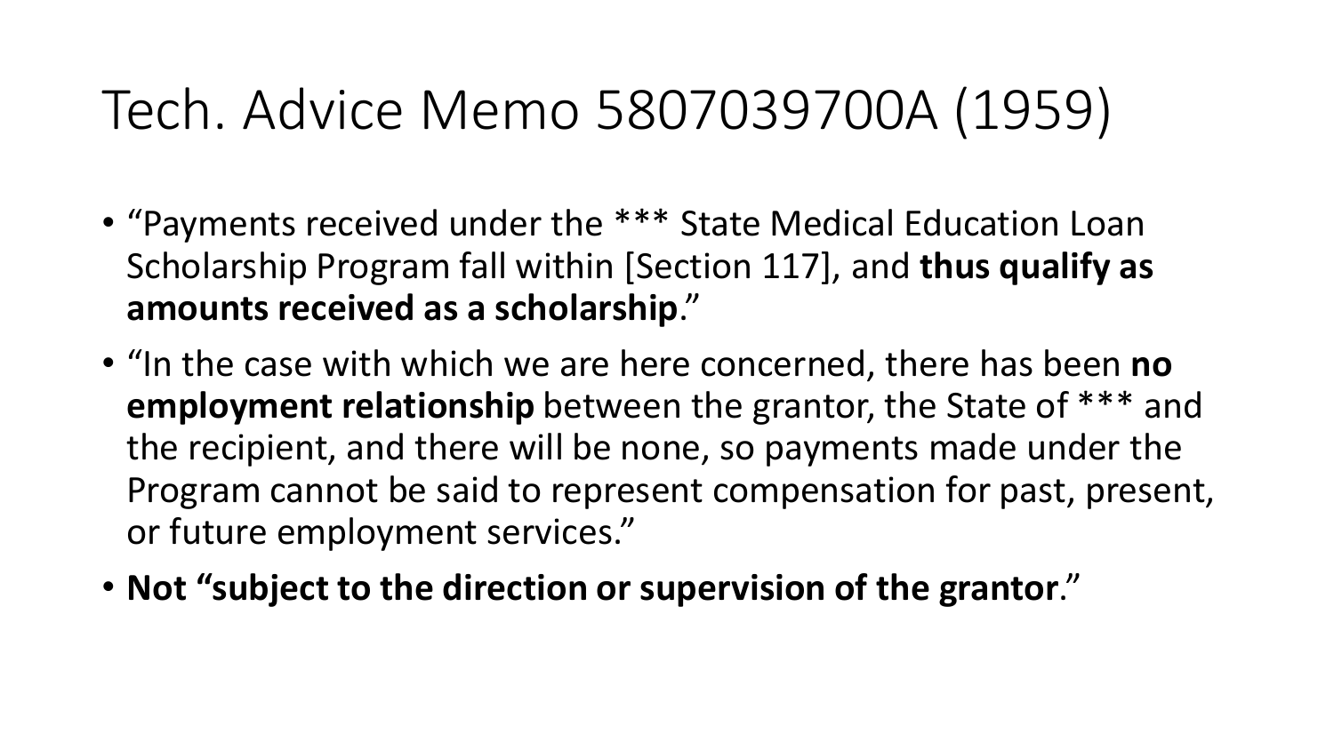# Tech. Advice Memo 5807039700A (1959)

- “Payments received under the *** State Medical Education Loan Scholarship Program fall within [Section 117], and **thus qualify as amounts received as a scholarship**.”
- “In the case with which we are here concerned, there has been **no employment relationship** between the grantor, the State of *** and the recipient, and there will be none, so payments made under the Program cannot be said to represent compensation for past, present, or future employment services.”
- **Not “subject to the direction or supervision of the grantor**.”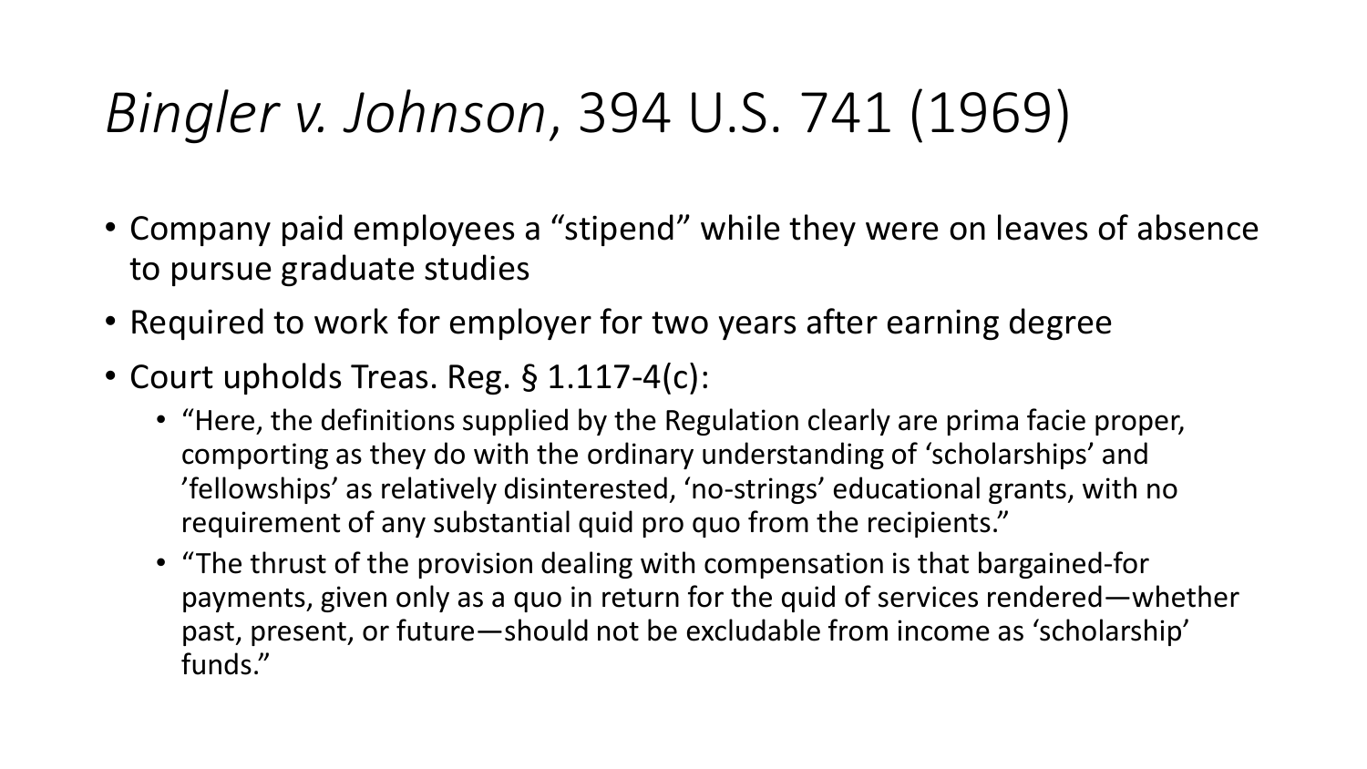# *Bingler v. Johnson*, 394 U.S. 741 (1969)

- Company paid employees a “stipend” while they were on leaves of absence to pursue graduate studies
- Required to work for employer for two years after earning degree
- Court upholds Treas. Reg. § 1.117-4(c):
  - “Here, the definitions supplied by the Regulation clearly are prima facie proper, comporting as they do with the ordinary understanding of ‘scholarships’ and ’fellowships’ as relatively disinterested, ‘no-strings’ educational grants, with no requirement of any substantial quid pro quo from the recipients.”
  - “The thrust of the provision dealing with compensation is that bargained-for payments, given only as a quo in return for the quid of services rendered—whether past, present, or future—should not be excludable from income as ‘scholarship’ funds.”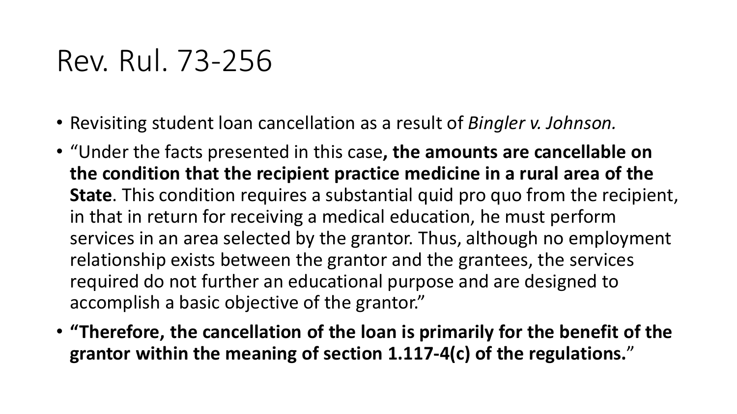# Rev. Rul. 73-256

- Revisiting student loan cancellation as a result of *Bingler v. Johnson.*
- “Under the facts presented in this case**, the amounts are cancellable on the condition that the recipient practice medicine in a rural area of the State**. This condition requires a substantial quid pro quo from the recipient, in that in return for receiving a medical education, he must perform services in an area selected by the grantor. Thus, although no employment relationship exists between the grantor and the grantees, the services required do not further an educational purpose and are designed to accomplish a basic objective of the grantor.”
- **“Therefore, the cancellation of the loan is primarily for the benefit of the grantor within the meaning of section 1.117-4(c) of the regulations.**”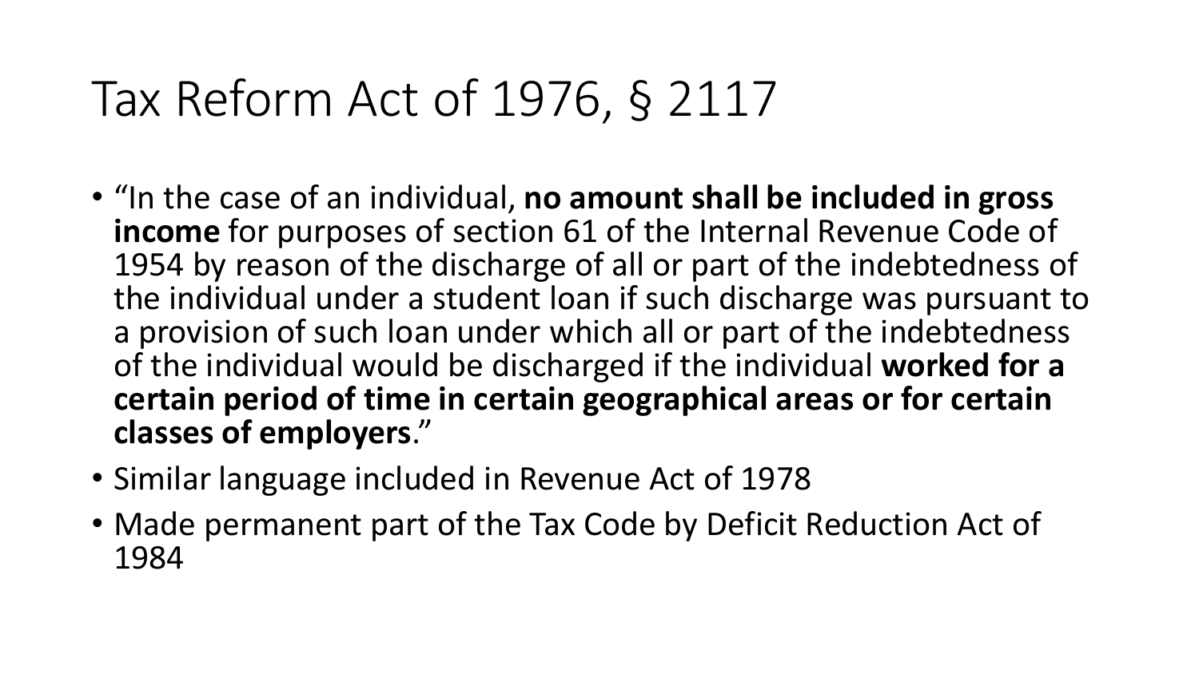# Tax Reform Act of 1976, § 2117

- "In the case of an individual, **no amount shall be included in gross income** for purposes of section 61 of the Internal Revenue Code of 1954 by reason of the discharge of all or part of the indebtedness of the individual under a student loan if such discharge was pursuant to a provision of such loan under which all or part of the indebtedness of the individual would be discharged if the individual **worked for a certain period of time in certain geographical areas or for certain classes of employers**."
- Similar language included in Revenue Act of 1978
- Made permanent part of the Tax Code by Deficit Reduction Act of 1984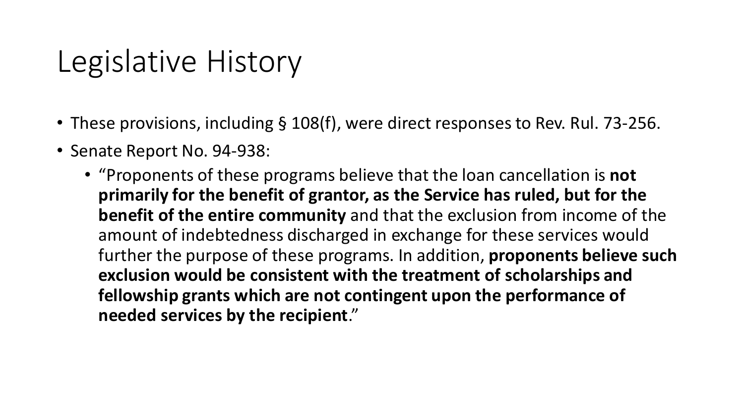# Legislative History

- These provisions, including § 108(f), were direct responses to Rev. Rul. 73-256.
- Senate Report No. 94-938:
  - "Proponents of these programs believe that the loan cancellation is **not primarily for the benefit of grantor, as the Service has ruled, but for the benefit of the entire community** and that the exclusion from income of the amount of indebtedness discharged in exchange for these services would further the purpose of these programs. In addition, **proponents believe such exclusion would be consistent with the treatment of scholarships and fellowship grants which are not contingent upon the performance of needed services by the recipient**."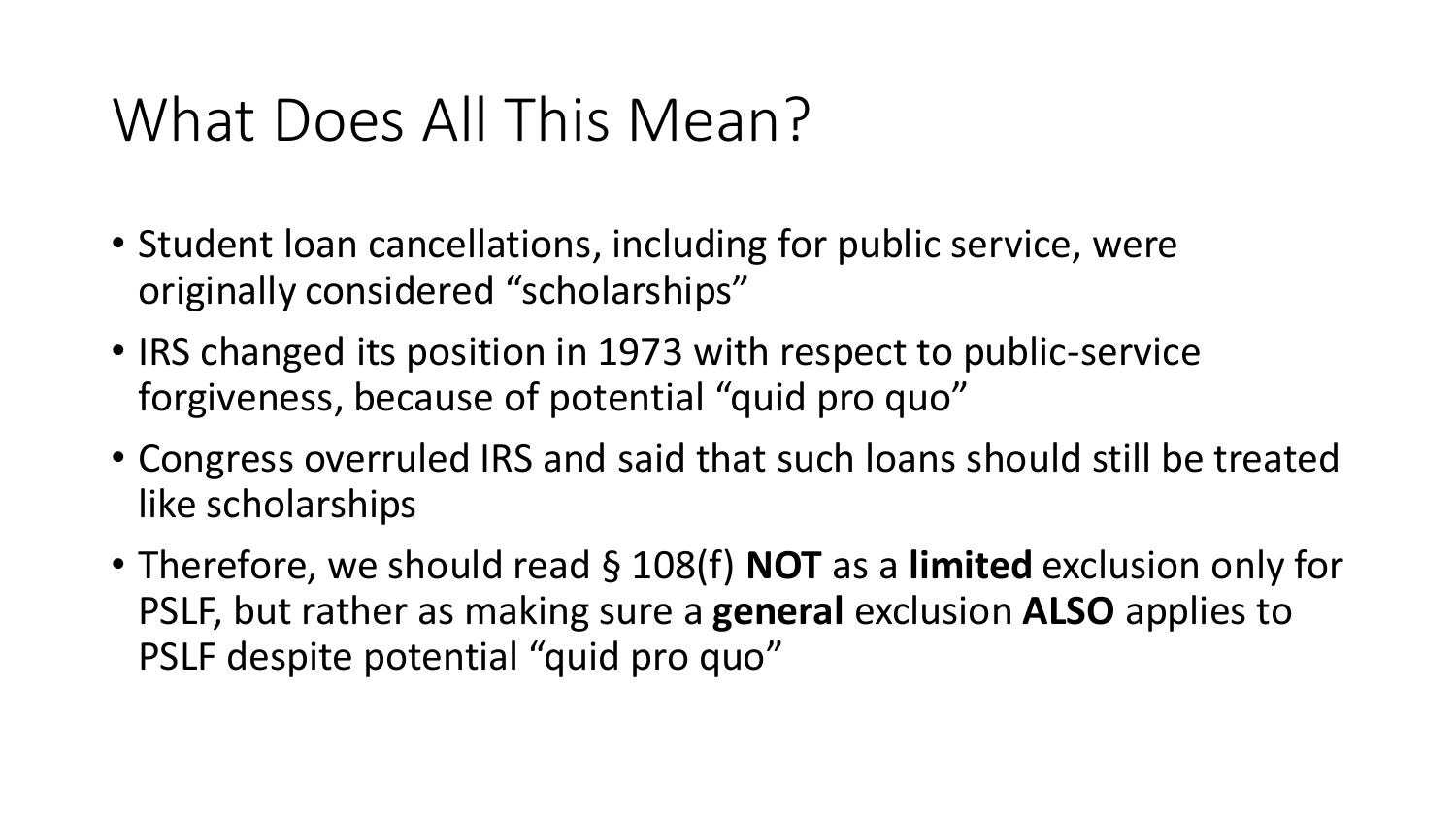# What Does All This Mean?

- Student loan cancellations, including for public service, were originally considered “scholarships”
- IRS changed its position in 1973 with respect to public-service forgiveness, because of potential “quid pro quo”
- Congress overruled IRS and said that such loans should still be treated like scholarships
- Therefore, we should read § 108(f) **NOT** as a **limited** exclusion only for PSLF, but rather as making sure a **general** exclusion **ALSO** applies to PSLF despite potential “quid pro quo”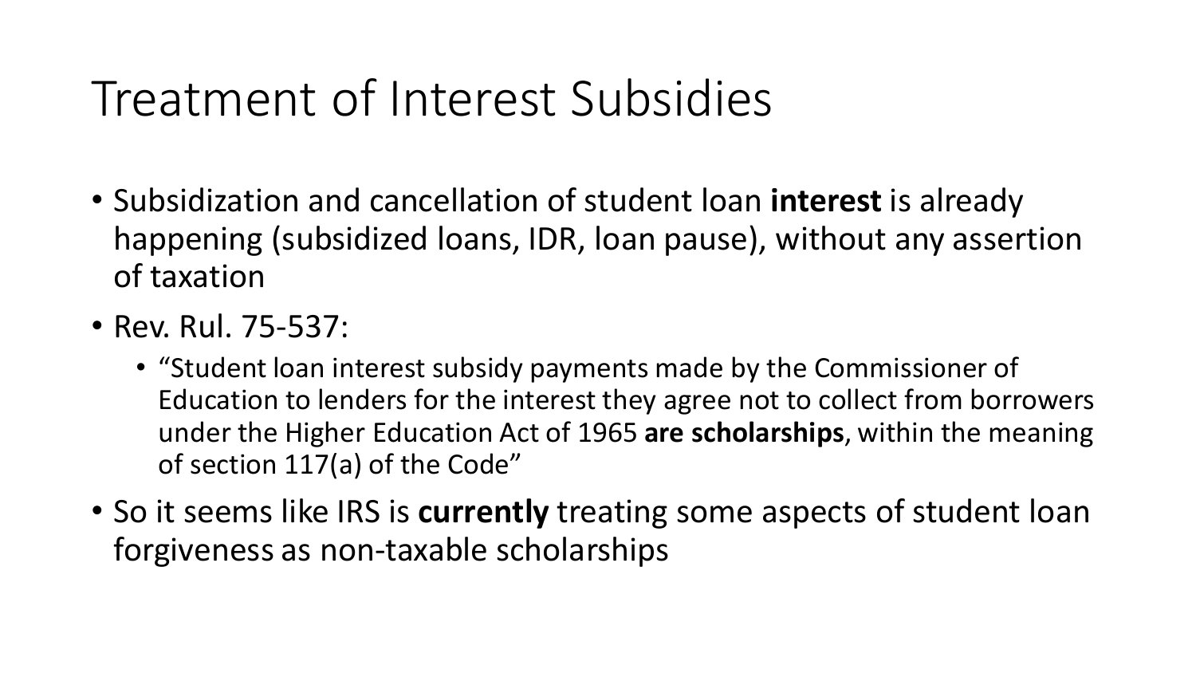# Treatment of Interest Subsidies

- Subsidization and cancellation of student loan **interest** is already happening (subsidized loans, IDR, loan pause), without any assertion of taxation
- Rev. Rul. 75-537:
  - "Student loan interest subsidy payments made by the Commissioner of Education to lenders for the interest they agree not to collect from borrowers under the Higher Education Act of 1965 **are scholarships**, within the meaning of section 117(a) of the Code"
- So it seems like IRS is **currently** treating some aspects of student loan forgiveness as non-taxable scholarships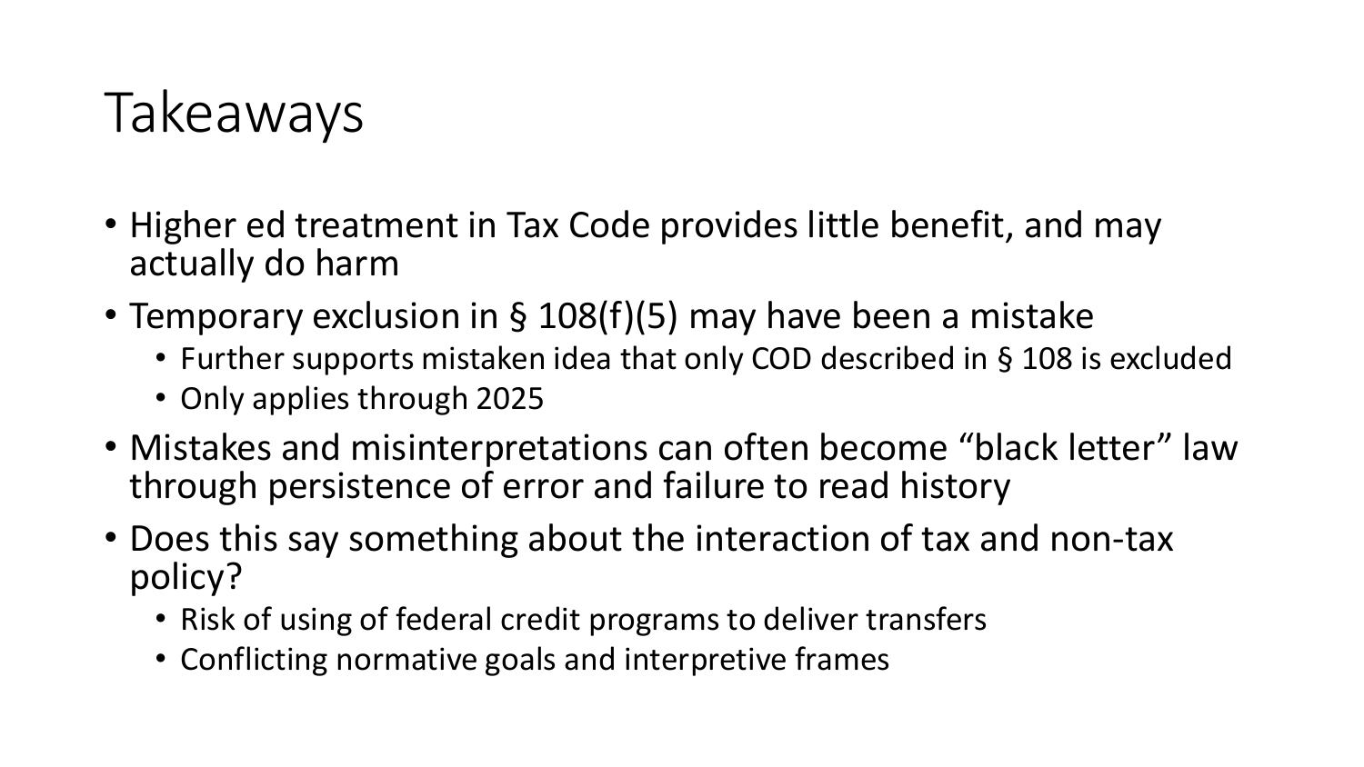# Takeaways

- Higher ed treatment in Tax Code provides little benefit, and may actually do harm
- Temporary exclusion in § 108(f)(5) may have been a mistake
  - Further supports mistaken idea that only COD described in § 108 is excluded
  - Only applies through 2025
- Mistakes and misinterpretations can often become "black letter" law through persistence of error and failure to read history
- Does this say something about the interaction of tax and non-tax policy?
  - Risk of using of federal credit programs to deliver transfers
  - Conflicting normative goals and interpretive frames